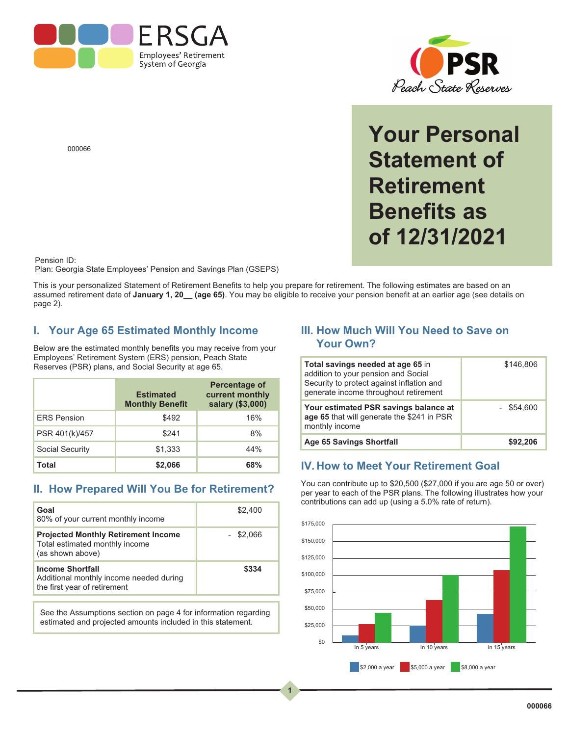ERSGA
Employees' Retirement System of Georgia

PSR
Peach State Reserves

# Your Personal Statement of Retirement Benefits as of 12/31/2021

000066

Pension ID:
Plan: Georgia State Employees' Pension and Savings Plan (GSEPS)

This is your personalized Statement of Retirement Benefits to help you prepare for retirement. The following estimates are based on an assumed retirement date of **January 1, 20__ (age 65)**. You may be eligible to receive your pension benefit at an earlier age (see details on page 2).

## I. Your Age 65 Estimated Monthly Income

Below are the estimated monthly benefits you may receive from your Employees' Retirement System (ERS) pension, Peach State Reserves (PSR) plans, and Social Security at age 65.

| | Estimated Monthly Benefit | Percentage of current monthly salary ($3,000) |
|---|---|---|
| ERS Pension | $492 | 16% |
| PSR 401(k)/457 | $241 | 8% |
| Social Security | $1,333 | 44% |
| **Total** | **$2,066** | **68%** |

## II. How Prepared Will You Be for Retirement?

| | |
|---|---|
| **Goal** 80% of your current monthly income | $2,400 |
| **Projected Monthly Retirement Income** Total estimated monthly income (as shown above) | - $2,066 |
| **Income Shortfall** Additional monthly income needed during the first year of retirement | **$334** |

See the Assumptions section on page 4 for information regarding estimated and projected amounts included in this statement.

## III. How Much Will You Need to Save on Your Own?

| | |
|---|---|
| **Total savings needed at age 65** in addition to your pension and Social Security to protect against inflation and generate income throughout retirement | $146,806 |
| **Your estimated PSR savings balance at age 65** that will generate the $241 in PSR monthly income | - $54,600 |
| **Age 65 Savings Shortfall** | **$92,206** |

## IV. How to Meet Your Retirement Goal

You can contribute up to $20,500 ($27,000 if you are age 50 or over) per year to each of the PSR plans. The following illustrates how your contributions can add up (using a 5.0% rate of return).

Chart: $0 – $175,000 scale; groups: In 5 years, In 10 years, In 15 years; series: $2,000 a year, $5,000 a year, $8,000 a year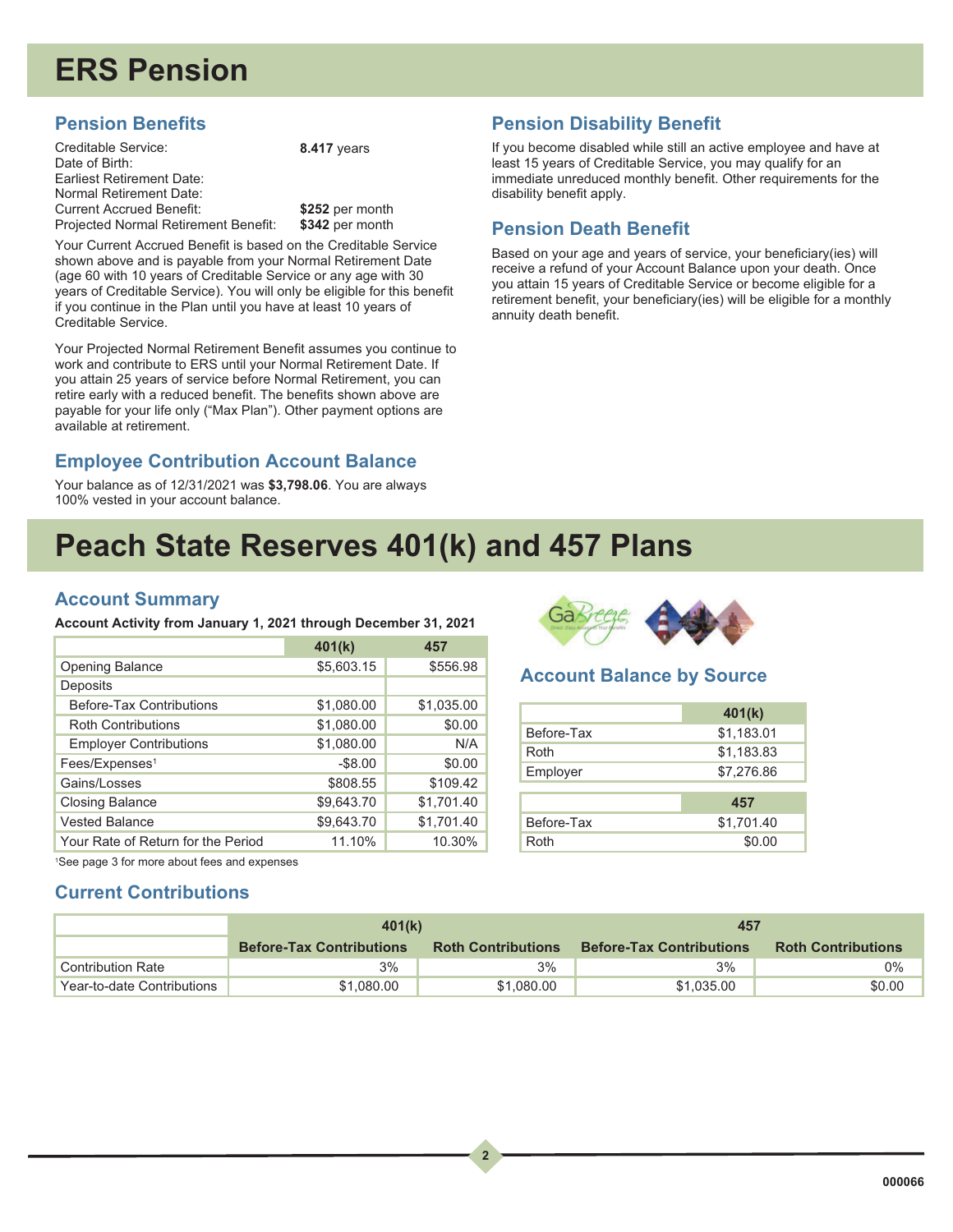# ERS Pension

## Pension Benefits

| | |
|---|---|
| Creditable Service: | **8.417** years |
| Date of Birth: | |
| Earliest Retirement Date: | |
| Normal Retirement Date: | |
| Current Accrued Benefit: | **$252** per month |
| Projected Normal Retirement Benefit: | **$342** per month |

Your Current Accrued Benefit is based on the Creditable Service shown above and is payable from your Normal Retirement Date (age 60 with 10 years of Creditable Service or any age with 30 years of Creditable Service). You will only be eligible for this benefit if you continue in the Plan until you have at least 10 years of Creditable Service.

Your Projected Normal Retirement Benefit assumes you continue to work and contribute to ERS until your Normal Retirement Date. If you attain 25 years of service before Normal Retirement, you can retire early with a reduced benefit. The benefits shown above are payable for your life only ("Max Plan"). Other payment options are available at retirement.

## Employee Contribution Account Balance

Your balance as of 12/31/2021 was **$3,798.06**. You are always 100% vested in your account balance.

## Pension Disability Benefit

If you become disabled while still an active employee and have at least 15 years of Creditable Service, you may qualify for an immediate unreduced monthly benefit. Other requirements for the disability benefit apply.

## Pension Death Benefit

Based on your age and years of service, your beneficiary(ies) will receive a refund of your Account Balance upon your death. Once you attain 15 years of Creditable Service or become eligible for a retirement benefit, your beneficiary(ies) will be eligible for a monthly annuity death benefit.

# Peach State Reserves 401(k) and 457 Plans

## Account Summary

**Account Activity from January 1, 2021 through December 31, 2021**

| | 401(k) | 457 |
|---|---|---|
| Opening Balance | $5,603.15 | $556.98 |
| Deposits | | |
| Before-Tax Contributions | $1,080.00 | $1,035.00 |
| Roth Contributions | $1,080.00 | $0.00 |
| Employer Contributions | $1,080.00 | N/A |
| Fees/Expenses[1] | -$8.00 | $0.00 |
| Gains/Losses | $808.55 | $109.42 |
| Closing Balance | $9,643.70 | $1,701.40 |
| Vested Balance | $9,643.70 | $1,701.40 |
| Your Rate of Return for the Period | 11.10% | 10.30% |

[1]See page 3 for more about fees and expenses

## Account Balance by Source

| | 401(k) |
|---|---|
| Before-Tax | $1,183.01 |
| Roth | $1,183.83 |
| Employer | $7,276.86 |

| | 457 |
|---|---|
| Before-Tax | $1,701.40 |
| Roth | $0.00 |

## Current Contributions

| | 401(k) | | 457 | |
|---|---|---|---|---|
| | Before-Tax Contributions | Roth Contributions | Before-Tax Contributions | Roth Contributions |
| Contribution Rate | 3% | 3% | 3% | 0% |
| Year-to-date Contributions | $1,080.00 | $1,080.00 | $1,035.00 | $0.00 |

000066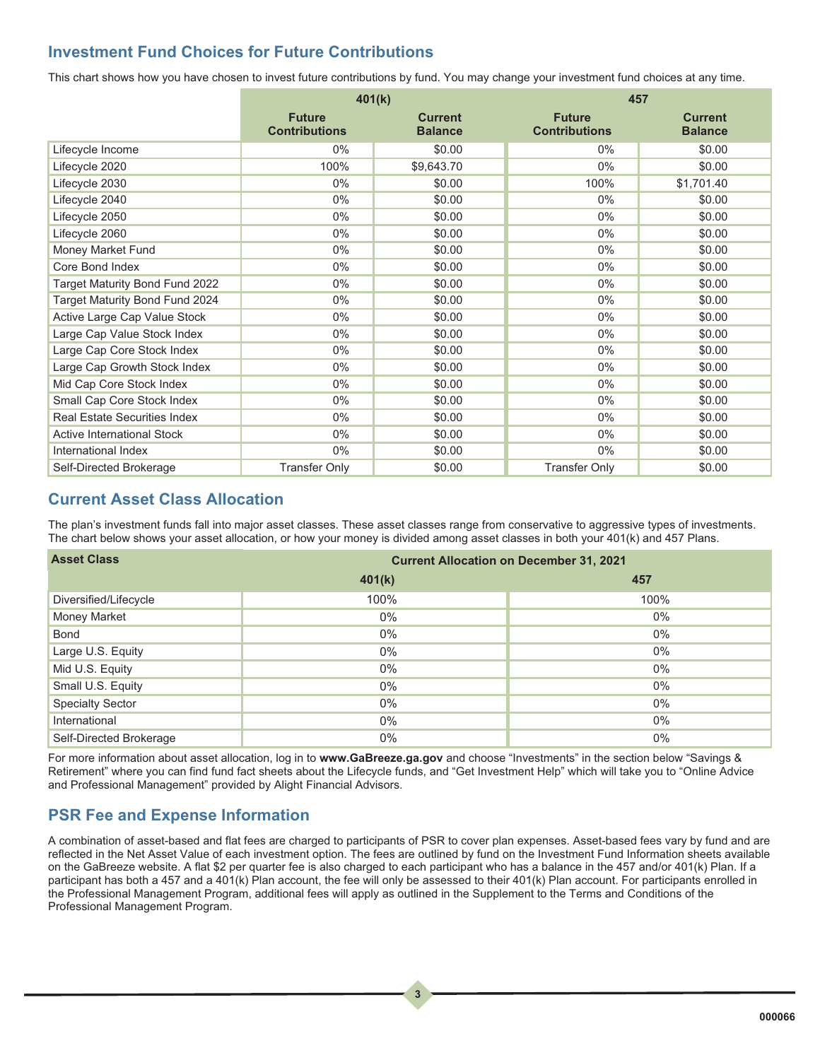## Investment Fund Choices for Future Contributions

This chart shows how you have chosen to invest future contributions by fund. You may change your investment fund choices at any time.

| | 401(k) | | 457 | |
|---|---|---|---|---|
| | **Future Contributions** | **Current Balance** | **Future Contributions** | **Current Balance** |
| Lifecycle Income | 0% | $0.00 | 0% | $0.00 |
| Lifecycle 2020 | 100% | $9,643.70 | 0% | $0.00 |
| Lifecycle 2030 | 0% | $0.00 | 100% | $1,701.40 |
| Lifecycle 2040 | 0% | $0.00 | 0% | $0.00 |
| Lifecycle 2050 | 0% | $0.00 | 0% | $0.00 |
| Lifecycle 2060 | 0% | $0.00 | 0% | $0.00 |
| Money Market Fund | 0% | $0.00 | 0% | $0.00 |
| Core Bond Index | 0% | $0.00 | 0% | $0.00 |
| Target Maturity Bond Fund 2022 | 0% | $0.00 | 0% | $0.00 |
| Target Maturity Bond Fund 2024 | 0% | $0.00 | 0% | $0.00 |
| Active Large Cap Value Stock | 0% | $0.00 | 0% | $0.00 |
| Large Cap Value Stock Index | 0% | $0.00 | 0% | $0.00 |
| Large Cap Core Stock Index | 0% | $0.00 | 0% | $0.00 |
| Large Cap Growth Stock Index | 0% | $0.00 | 0% | $0.00 |
| Mid Cap Core Stock Index | 0% | $0.00 | 0% | $0.00 |
| Small Cap Core Stock Index | 0% | $0.00 | 0% | $0.00 |
| Real Estate Securities Index | 0% | $0.00 | 0% | $0.00 |
| Active International Stock | 0% | $0.00 | 0% | $0.00 |
| International Index | 0% | $0.00 | 0% | $0.00 |
| Self-Directed Brokerage | Transfer Only | $0.00 | Transfer Only | $0.00 |

## Current Asset Class Allocation

The plan's investment funds fall into major asset classes. These asset classes range from conservative to aggressive types of investments. The chart below shows your asset allocation, or how your money is divided among asset classes in both your 401(k) and 457 Plans.

| Asset Class | Current Allocation on December 31, 2021 | |
|---|---|---|
| | **401(k)** | **457** |
| Diversified/Lifecycle | 100% | 100% |
| Money Market | 0% | 0% |
| Bond | 0% | 0% |
| Large U.S. Equity | 0% | 0% |
| Mid U.S. Equity | 0% | 0% |
| Small U.S. Equity | 0% | 0% |
| Specialty Sector | 0% | 0% |
| International | 0% | 0% |
| Self-Directed Brokerage | 0% | 0% |

For more information about asset allocation, log in to **www.GaBreeze.ga.gov** and choose "Investments" in the section below "Savings & Retirement" where you can find fund fact sheets about the Lifecycle funds, and "Get Investment Help" which will take you to "Online Advice and Professional Management" provided by Alight Financial Advisors.

## PSR Fee and Expense Information

A combination of asset-based and flat fees are charged to participants of PSR to cover plan expenses. Asset-based fees vary by fund and are reflected in the Net Asset Value of each investment option. The fees are outlined by fund on the Investment Fund Information sheets available on the GaBreeze website. A flat $2 per quarter fee is also charged to each participant who has a balance in the 457 and/or 401(k) Plan. If a participant has both a 457 and a 401(k) Plan account, the fee will only be assessed to their 401(k) Plan account. For participants enrolled in the Professional Management Program, additional fees will apply as outlined in the Supplement to the Terms and Conditions of the Professional Management Program.

000066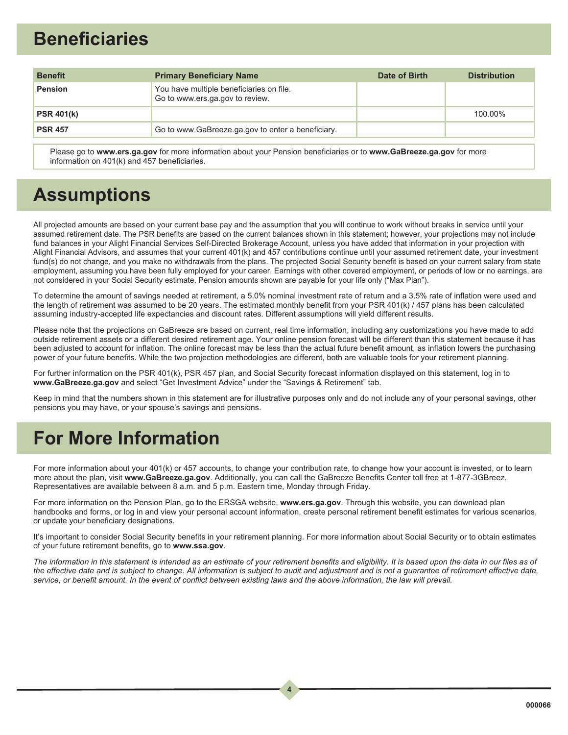# Beneficiaries

| Benefit | Primary Beneficiary Name | Date of Birth | Distribution |
|---|---|---|---|
| **Pension** | You have multiple beneficiaries on file. Go to www.ers.ga.gov to review. | | |
| **PSR 401(k)** | | | 100.00% |
| **PSR 457** | Go to www.GaBreeze.ga.gov to enter a beneficiary. | | |

Please go to **www.ers.ga.gov** for more information about your Pension beneficiaries or to **www.GaBreeze.ga.gov** for more information on 401(k) and 457 beneficiaries.

# Assumptions

All projected amounts are based on your current base pay and the assumption that you will continue to work without breaks in service until your assumed retirement date. The PSR benefits are based on the current balances shown in this statement; however, your projections may not include fund balances in your Alight Financial Services Self-Directed Brokerage Account, unless you have added that information in your projection with Alight Financial Advisors, and assumes that your current 401(k) and 457 contributions continue until your assumed retirement date, your investment fund(s) do not change, and you make no withdrawals from the plans. The projected Social Security benefit is based on your current salary from state employment, assuming you have been fully employed for your career. Earnings with other covered employment, or periods of low or no earnings, are not considered in your Social Security estimate. Pension amounts shown are payable for your life only ("Max Plan").

To determine the amount of savings needed at retirement, a 5.0% nominal investment rate of return and a 3.5% rate of inflation were used and the length of retirement was assumed to be 20 years. The estimated monthly benefit from your PSR 401(k) / 457 plans has been calculated assuming industry-accepted life expectancies and discount rates. Different assumptions will yield different results.

Please note that the projections on GaBreeze are based on current, real time information, including any customizations you have made to add outside retirement assets or a different desired retirement age. Your online pension forecast will be different than this statement because it has been adjusted to account for inflation. The online forecast may be less than the actual future benefit amount, as inflation lowers the purchasing power of your future benefits. While the two projection methodologies are different, both are valuable tools for your retirement planning.

For further information on the PSR 401(k), PSR 457 plan, and Social Security forecast information displayed on this statement, log in to **www.GaBreeze.ga.gov** and select "Get Investment Advice" under the "Savings & Retirement" tab.

Keep in mind that the numbers shown in this statement are for illustrative purposes only and do not include any of your personal savings, other pensions you may have, or your spouse's savings and pensions.

# For More Information

For more information about your 401(k) or 457 accounts, to change your contribution rate, to change how your account is invested, or to learn more about the plan, visit **www.GaBreeze.ga.gov**. Additionally, you can call the GaBreeze Benefits Center toll free at 1-877-3GBreez. Representatives are available between 8 a.m. and 5 p.m. Eastern time, Monday through Friday.

For more information on the Pension Plan, go to the ERSGA website, **www.ers.ga.gov**. Through this website, you can download plan handbooks and forms, or log in and view your personal account information, create personal retirement benefit estimates for various scenarios, or update your beneficiary designations.

It's important to consider Social Security benefits in your retirement planning. For more information about Social Security or to obtain estimates of your future retirement benefits, go to **www.ssa.gov**.

*The information in this statement is intended as an estimate of your retirement benefits and eligibility. It is based upon the data in our files as of the effective date and is subject to change. All information is subject to audit and adjustment and is not a guarantee of retirement effective date, service, or benefit amount. In the event of conflict between existing laws and the above information, the law will prevail.*

000066